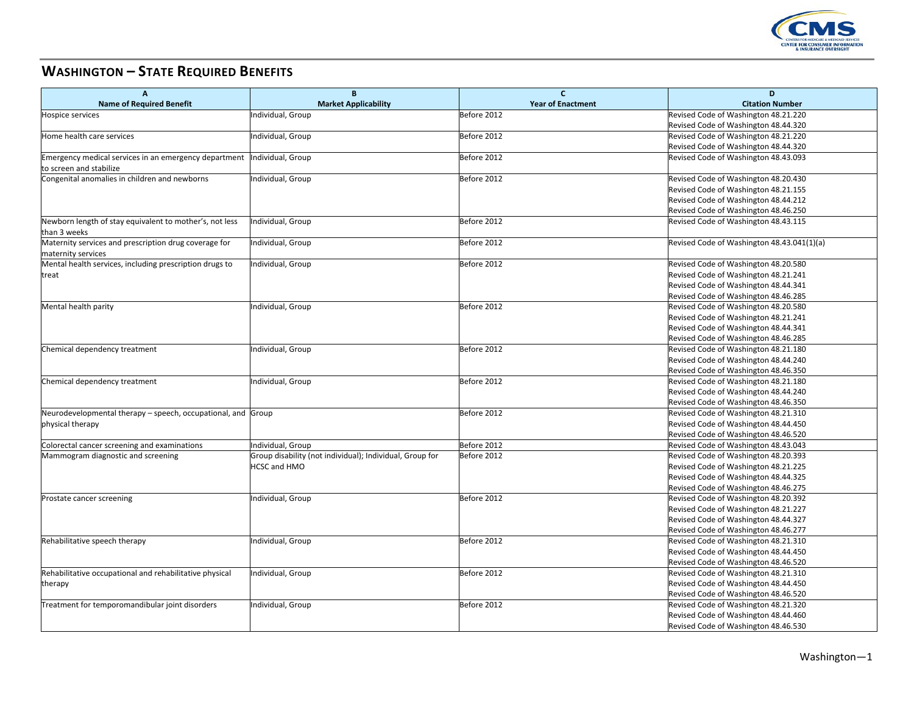# Washington – State Required Benefits

| A<br>Name of Required Benefit | B<br>Market Applicability | C<br>Year of Enactment | D<br>Citation Number |
|---|---|---|---|
| Hospice services | Individual, Group | Before 2012 | Revised Code of Washington 48.21.220<br>Revised Code of Washington 48.44.320 |
| Home health care services | Individual, Group | Before 2012 | Revised Code of Washington 48.21.220<br>Revised Code of Washington 48.44.320 |
| Emergency medical services in an emergency department to screen and stabilize | Individual, Group | Before 2012 | Revised Code of Washington 48.43.093 |
| Congenital anomalies in children and newborns | Individual, Group | Before 2012 | Revised Code of Washington 48.20.430<br>Revised Code of Washington 48.21.155<br>Revised Code of Washington 48.44.212<br>Revised Code of Washington 48.46.250 |
| Newborn length of stay equivalent to mother's, not less than 3 weeks | Individual, Group | Before 2012 | Revised Code of Washington 48.43.115 |
| Maternity services and prescription drug coverage for maternity services | Individual, Group | Before 2012 | Revised Code of Washington 48.43.041(1)(a) |
| Mental health services, including prescription drugs to treat | Individual, Group | Before 2012 | Revised Code of Washington 48.20.580<br>Revised Code of Washington 48.21.241<br>Revised Code of Washington 48.44.341<br>Revised Code of Washington 48.46.285 |
| Mental health parity | Individual, Group | Before 2012 | Revised Code of Washington 48.20.580<br>Revised Code of Washington 48.21.241<br>Revised Code of Washington 48.44.341<br>Revised Code of Washington 48.46.285 |
| Chemical dependency treatment | Individual, Group | Before 2012 | Revised Code of Washington 48.21.180<br>Revised Code of Washington 48.44.240<br>Revised Code of Washington 48.46.350 |
| Chemical dependency treatment | Individual, Group | Before 2012 | Revised Code of Washington 48.21.180<br>Revised Code of Washington 48.44.240<br>Revised Code of Washington 48.46.350 |
| Neurodevelopmental therapy – speech, occupational, and physical therapy | Group | Before 2012 | Revised Code of Washington 48.21.310<br>Revised Code of Washington 48.44.450<br>Revised Code of Washington 48.46.520 |
| Colorectal cancer screening and examinations | Individual, Group | Before 2012 | Revised Code of Washington 48.43.043 |
| Mammogram diagnostic and screening | Group disability (not individual); Individual, Group for HCSC and HMO | Before 2012 | Revised Code of Washington 48.20.393<br>Revised Code of Washington 48.21.225<br>Revised Code of Washington 48.44.325<br>Revised Code of Washington 48.46.275 |
| Prostate cancer screening | Individual, Group | Before 2012 | Revised Code of Washington 48.20.392<br>Revised Code of Washington 48.21.227<br>Revised Code of Washington 48.44.327<br>Revised Code of Washington 48.46.277 |
| Rehabilitative speech therapy | Individual, Group | Before 2012 | Revised Code of Washington 48.21.310<br>Revised Code of Washington 48.44.450<br>Revised Code of Washington 48.46.520 |
| Rehabilitative occupational and rehabilitative physical therapy | Individual, Group | Before 2012 | Revised Code of Washington 48.21.310<br>Revised Code of Washington 48.44.450<br>Revised Code of Washington 48.46.520 |
| Treatment for temporomandibular joint disorders | Individual, Group | Before 2012 | Revised Code of Washington 48.21.320<br>Revised Code of Washington 48.44.460<br>Revised Code of Washington 48.46.530 |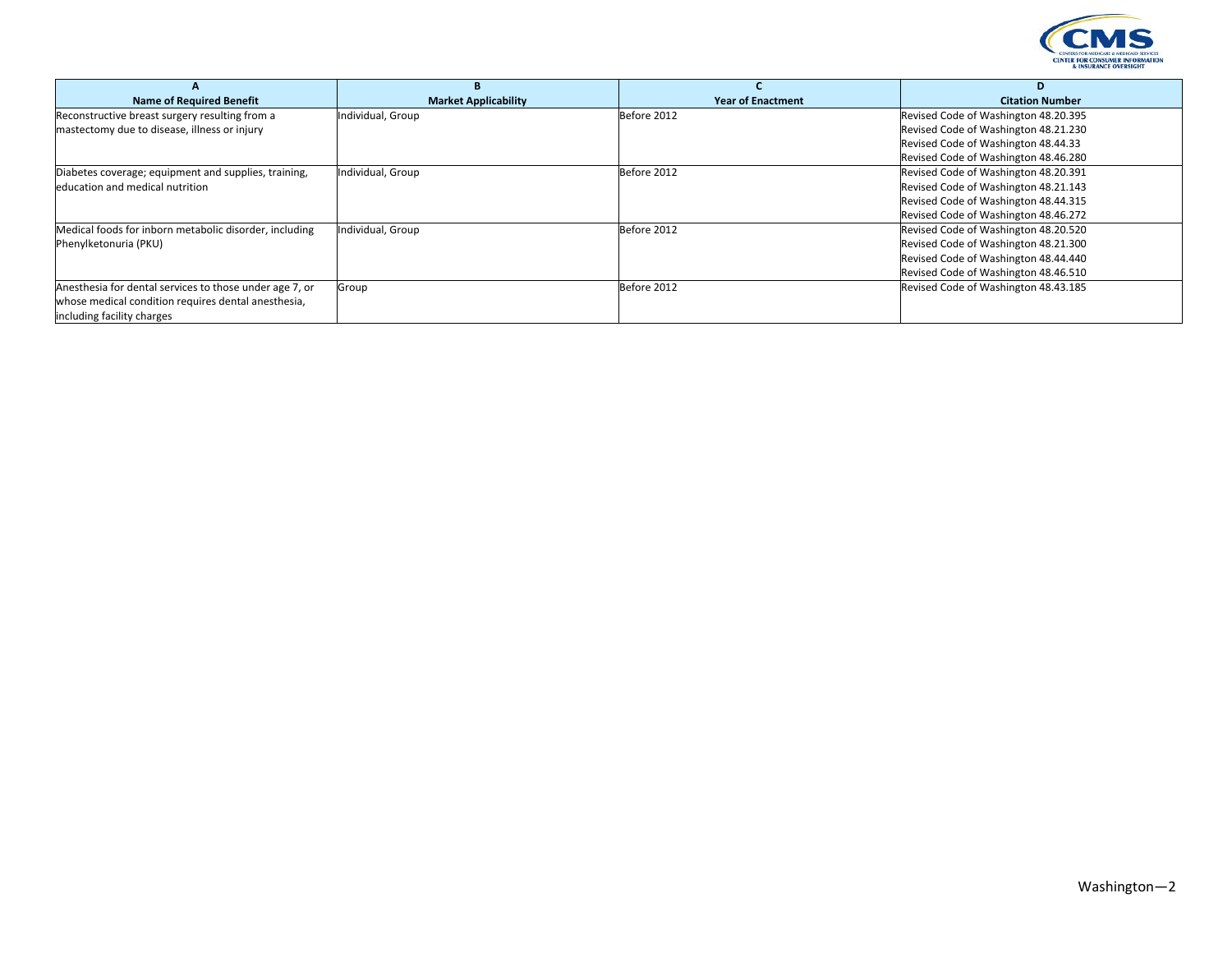| A<br>Name of Required Benefit | B<br>Market Applicability | C<br>Year of Enactment | D<br>Citation Number |
|---|---|---|---|
| Reconstructive breast surgery resulting from a mastectomy due to disease, illness or injury | Individual, Group | Before 2012 | Revised Code of Washington 48.20.395<br>Revised Code of Washington 48.21.230<br>Revised Code of Washington 48.44.33<br>Revised Code of Washington 48.46.280 |
| Diabetes coverage; equipment and supplies, training, education and medical nutrition | Individual, Group | Before 2012 | Revised Code of Washington 48.20.391<br>Revised Code of Washington 48.21.143<br>Revised Code of Washington 48.44.315<br>Revised Code of Washington 48.46.272 |
| Medical foods for inborn metabolic disorder, including Phenylketonuria (PKU) | Individual, Group | Before 2012 | Revised Code of Washington 48.20.520<br>Revised Code of Washington 48.21.300<br>Revised Code of Washington 48.44.440<br>Revised Code of Washington 48.46.510 |
| Anesthesia for dental services to those under age 7, or whose medical condition requires dental anesthesia, including facility charges | Group | Before 2012 | Revised Code of Washington 48.43.185 |